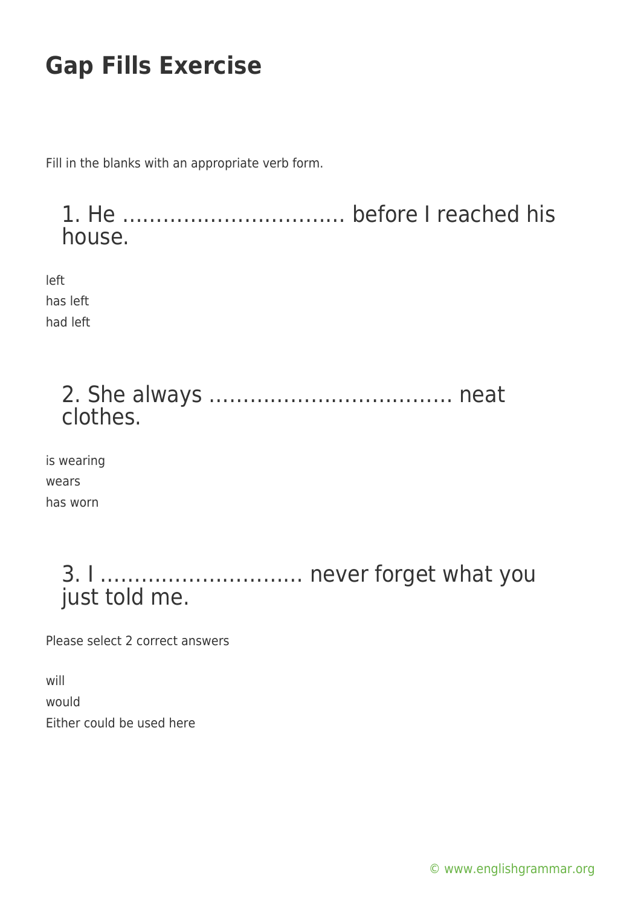# Gap Fills Exercise

Fill in the blanks with an appropriate verb form.

## 1. He ……………………………. before I reached his house.

left

has left

had left

## 2. She always ………………………………. neat clothes.

is wearing

wears

has worn

## 3. I ……………………….. never forget what you just told me.

Please select 2 correct answers

will

would

Either could be used here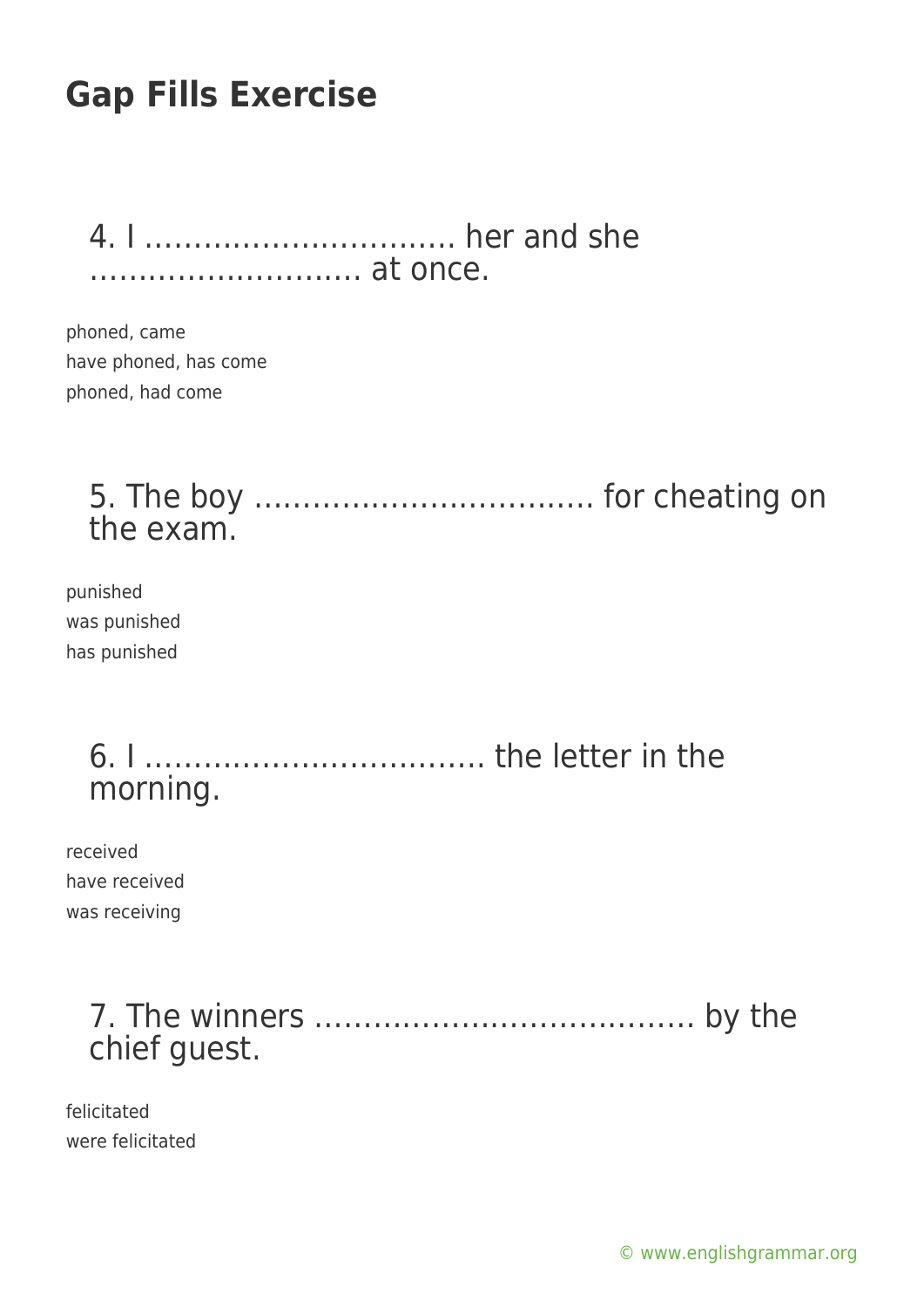## Gap Fills Exercise

4. I ………………………….. her and she ………………………. at once.

phoned, came
have phoned, has come
phoned, had come

5. The boy …………………………….. for cheating on the exam.

punished
was punished
has punished

6. I …………………………….. the letter in the morning.

received
have received
was receiving

7. The winners ……………………………….. by the chief guest.

felicitated
were felicitated

© www.englishgrammar.org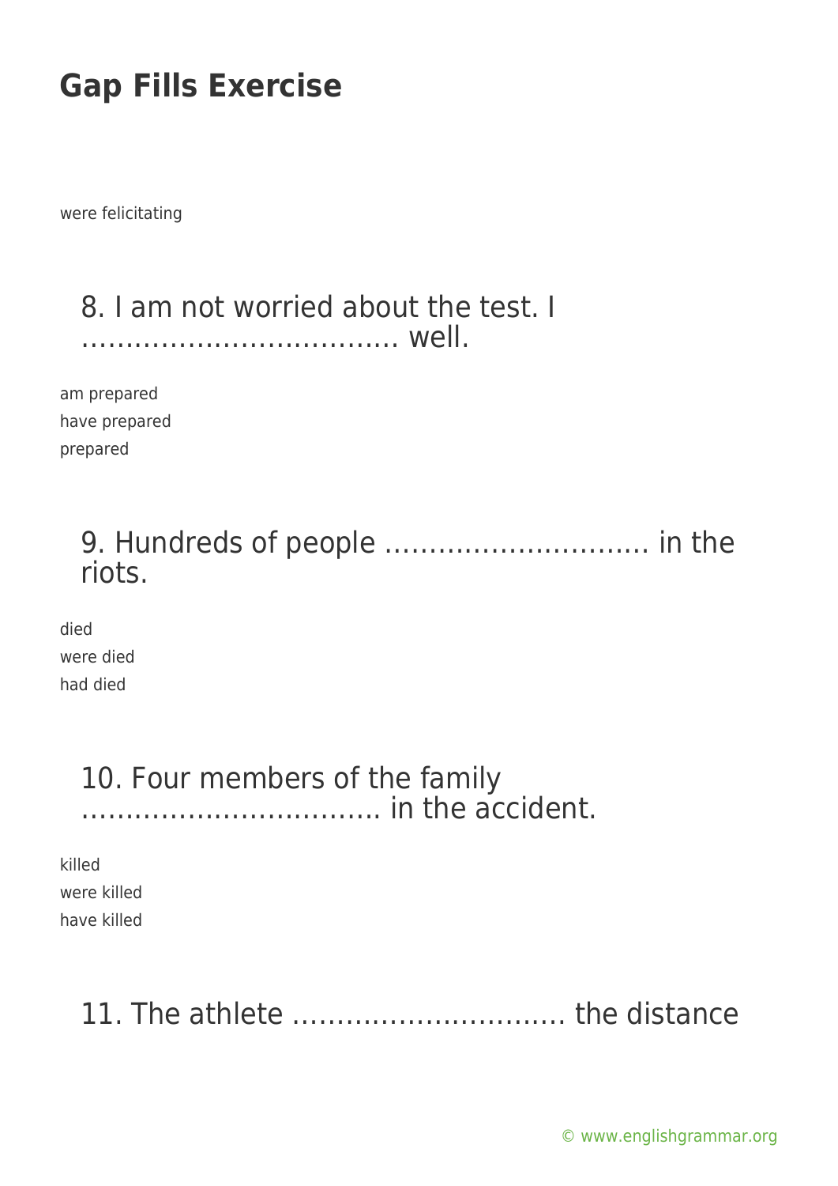# Gap Fills Exercise

were felicitating

### 8. I am not worried about the test. I ……………………………… well.

am prepared
have prepared
prepared

### 9. Hundreds of people ………………………… in the riots.

died
were died
had died

### 10. Four members of the family ……………………………. in the accident.

killed
were killed
have killed

### 11. The athlete …………………………. the distance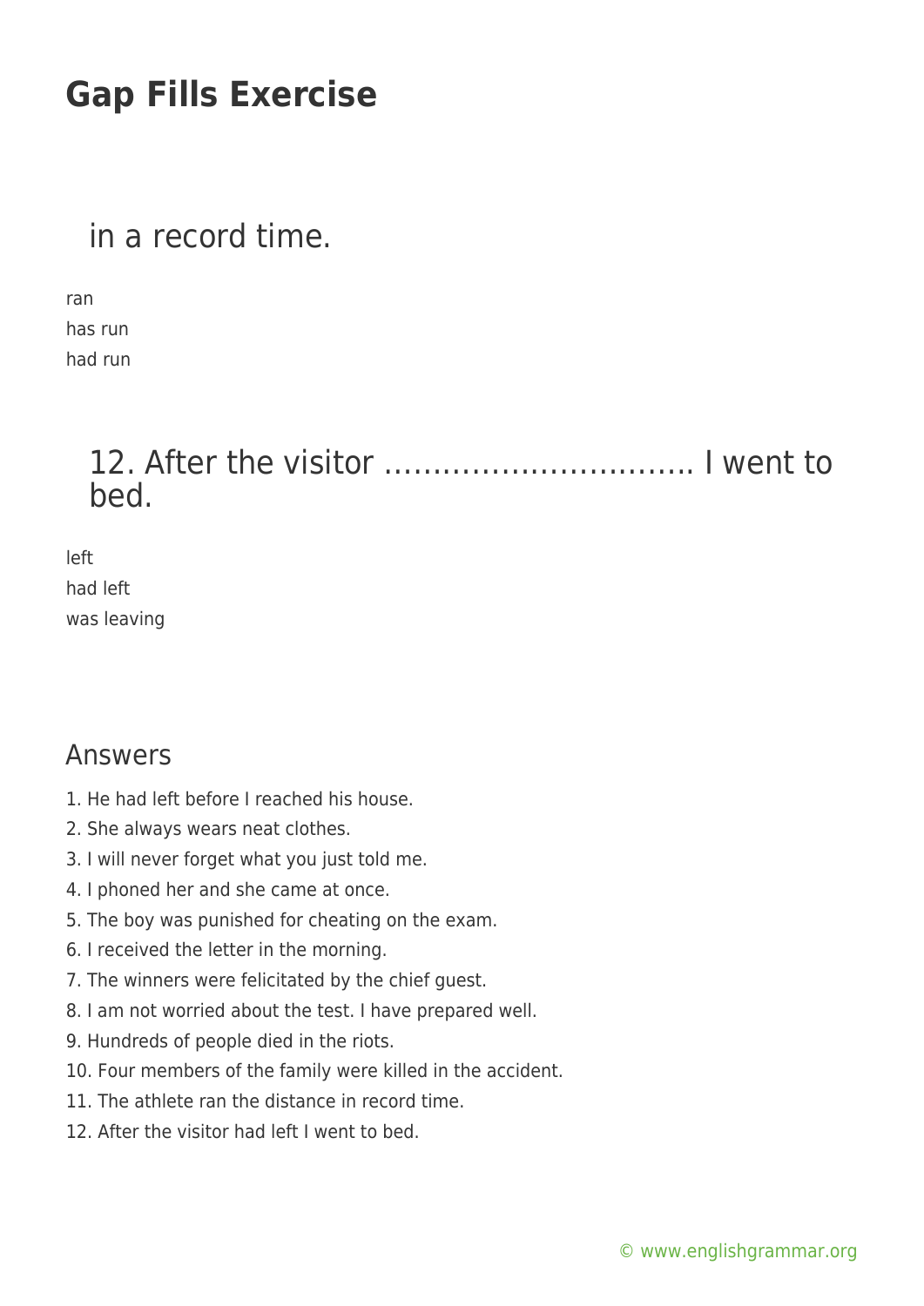# Gap Fills Exercise

in a record time.

ran
has run
had run

12. After the visitor ………………………….. I went to bed.

left
had left
was leaving

## Answers

1. He had left before I reached his house.
2. She always wears neat clothes.
3. I will never forget what you just told me.
4. I phoned her and she came at once.
5. The boy was punished for cheating on the exam.
6. I received the letter in the morning.
7. The winners were felicitated by the chief guest.
8. I am not worried about the test. I have prepared well.
9. Hundreds of people died in the riots.
10. Four members of the family were killed in the accident.
11. The athlete ran the distance in record time.
12. After the visitor had left I went to bed.